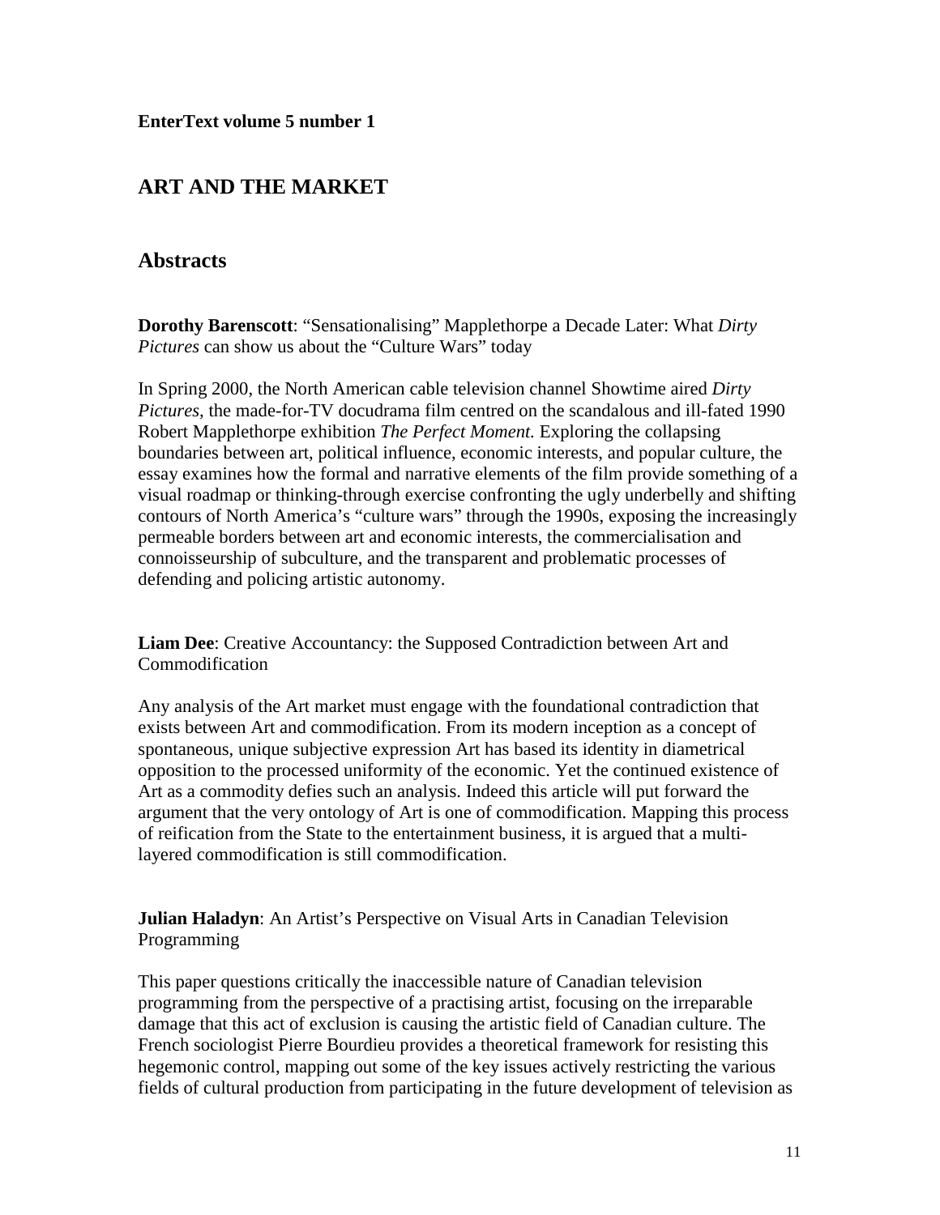**EnterText volume 5 number 1**

## ART AND THE MARKET

## Abstracts

**Dorothy Barenscott**: "Sensationalising" Mapplethorpe a Decade Later: What *Dirty Pictures* can show us about the "Culture Wars" today

In Spring 2000, the North American cable television channel Showtime aired *Dirty Pictures*, the made-for-TV docudrama film centred on the scandalous and ill-fated 1990 Robert Mapplethorpe exhibition *The Perfect Moment*. Exploring the collapsing boundaries between art, political influence, economic interests, and popular culture, the essay examines how the formal and narrative elements of the film provide something of a visual roadmap or thinking-through exercise confronting the ugly underbelly and shifting contours of North America's "culture wars" through the 1990s, exposing the increasingly permeable borders between art and economic interests, the commercialisation and connoisseurship of subculture, and the transparent and problematic processes of defending and policing artistic autonomy.

**Liam Dee**: Creative Accountancy: the Supposed Contradiction between Art and Commodification

Any analysis of the Art market must engage with the foundational contradiction that exists between Art and commodification. From its modern inception as a concept of spontaneous, unique subjective expression Art has based its identity in diametrical opposition to the processed uniformity of the economic. Yet the continued existence of Art as a commodity defies such an analysis. Indeed this article will put forward the argument that the very ontology of Art is one of commodification. Mapping this process of reification from the State to the entertainment business, it is argued that a multi-layered commodification is still commodification.

**Julian Haladyn**: An Artist's Perspective on Visual Arts in Canadian Television Programming

This paper questions critically the inaccessible nature of Canadian television programming from the perspective of a practising artist, focusing on the irreparable damage that this act of exclusion is causing the artistic field of Canadian culture. The French sociologist Pierre Bourdieu provides a theoretical framework for resisting this hegemonic control, mapping out some of the key issues actively restricting the various fields of cultural production from participating in the future development of television as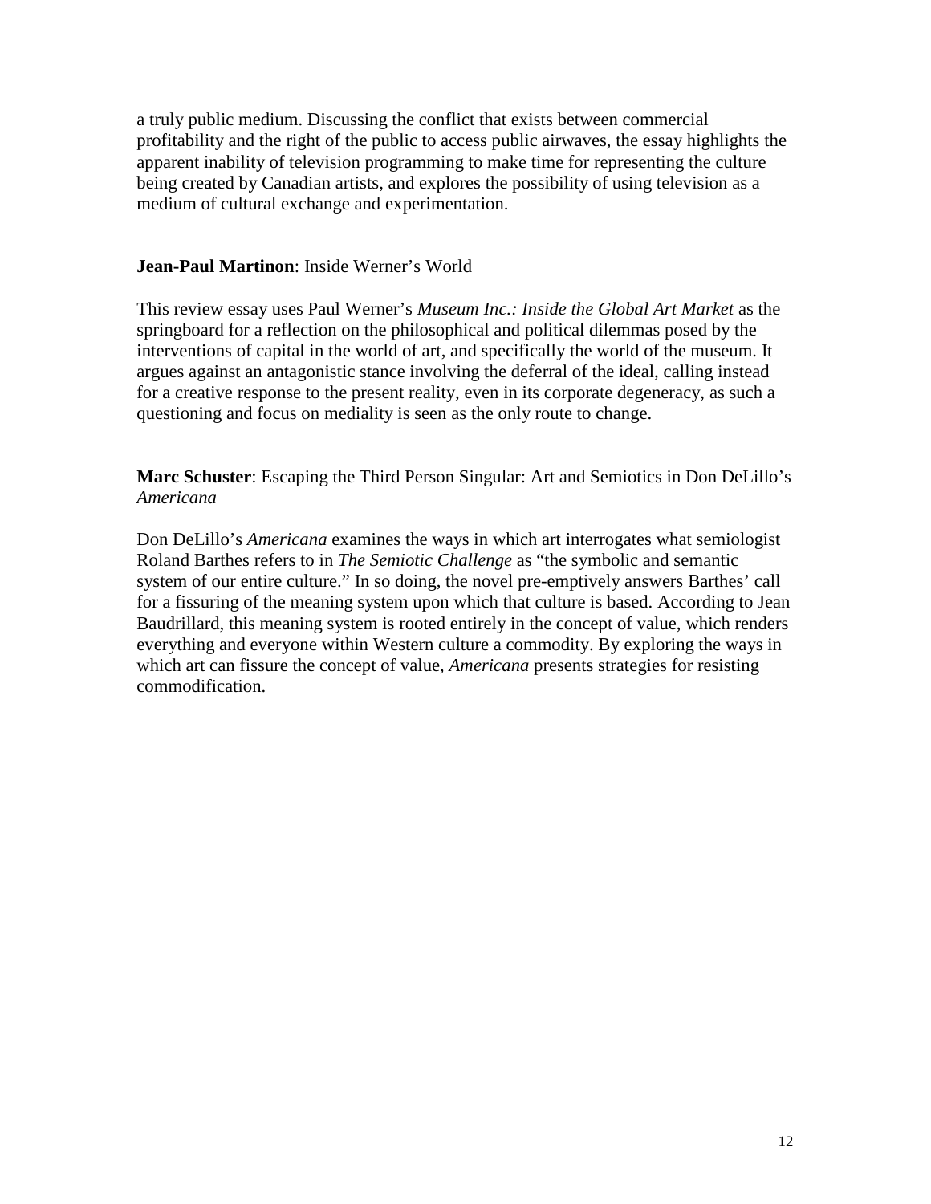a truly public medium. Discussing the conflict that exists between commercial profitability and the right of the public to access public airwaves, the essay highlights the apparent inability of television programming to make time for representing the culture being created by Canadian artists, and explores the possibility of using television as a medium of cultural exchange and experimentation.

**Jean-Paul Martinon**: Inside Werner's World

This review essay uses Paul Werner's *Museum Inc.: Inside the Global Art Market* as the springboard for a reflection on the philosophical and political dilemmas posed by the interventions of capital in the world of art, and specifically the world of the museum. It argues against an antagonistic stance involving the deferral of the ideal, calling instead for a creative response to the present reality, even in its corporate degeneracy, as such a questioning and focus on mediality is seen as the only route to change.

**Marc Schuster**: Escaping the Third Person Singular: Art and Semiotics in Don DeLillo's *Americana*

Don DeLillo's *Americana* examines the ways in which art interrogates what semiologist Roland Barthes refers to in *The Semiotic Challenge* as "the symbolic and semantic system of our entire culture." In so doing, the novel pre-emptively answers Barthes' call for a fissuring of the meaning system upon which that culture is based. According to Jean Baudrillard, this meaning system is rooted entirely in the concept of value, which renders everything and everyone within Western culture a commodity. By exploring the ways in which art can fissure the concept of value, *Americana* presents strategies for resisting commodification.